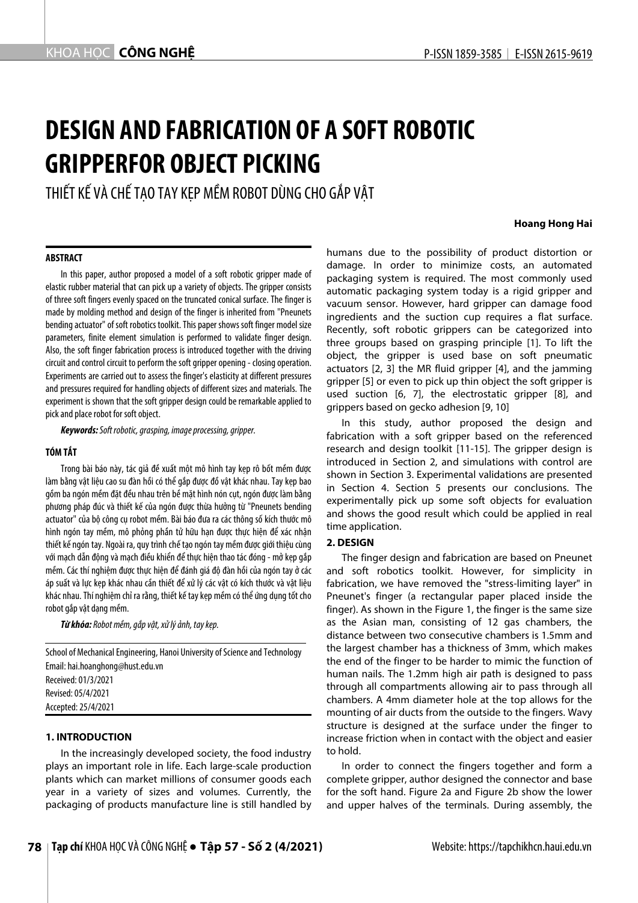# DESIGN AND FABRICATION OF A SOFT ROBOTIC GRIPPERFOR OBJECT PICKING

## THIẾT KẾ VÀ CHẾ TẠO TAY KẸP MỀM ROBOT DÙNG CHO GẮP VẬT

**Hoang Hong Hai**

#### ABSTRACT

In this paper, author proposed a model of a soft robotic gripper made of elastic rubber material that can pick up a variety of objects. The gripper consists of three soft fingers evenly spaced on the truncated conical surface. The finger is made by molding method and design of the finger is inherited from "Pneunets bending actuator" of soft robotics toolkit. This paper shows soft finger model size parameters, finite element simulation is performed to validate finger design. Also, the soft finger fabrication process is introduced together with the driving circuit and control circuit to perform the soft gripper opening - closing operation. Experiments are carried out to assess the finger's elasticity at different pressures and pressures required for handling objects of different sizes and materials. The experiment is shown that the soft gripper design could be remarkable applied to pick and place robot for soft object.

***Keywords:*** *Soft robotic, grasping, image processing, gripper.*

#### TÓM TẮT

Trong bài báo này, tác giả đề xuất một mô hình tay kẹp rô bốt mềm được làm bằng vật liệu cao su đàn hồi có thể gắp được đồ vật khác nhau. Tay kẹp bao gồm ba ngón mềm đặt đều nhau trên bề mặt hình nón cụt, ngón được làm bằng phương pháp đúc và thiết kế của ngón được thừa hưởng từ "Pneunets bending actuator" của bộ công cụ robot mềm. Bài báo đưa ra các thông số kích thước mô hình ngón tay mềm, mô phỏng phần tử hữu hạn được thực hiện để xác nhận thiết kế ngón tay. Ngoài ra, quy trình chế tạo ngón tay mềm được giới thiệu cùng với mạch dẫn động và mạch điều khiển để thực hiện thao tác đóng - mở kẹp gắp mềm. Các thí nghiệm được thực hiện để đánh giá độ đàn hồi của ngón tay ở các áp suất và lực kẹp khác nhau cần thiết để xử lý các vật có kích thước và vật liệu khác nhau. Thí nghiệm chỉ ra rằng, thiết kế tay kẹp mềm có thể ứng dụng tốt cho robot gắp vật dạng mềm.

***Từ khóa:*** *Robot mềm, gắp vật, xử lý ảnh, tay kẹp.*

School of Mechanical Engineering, Hanoi University of Science and Technology
Email: hai.hoanghong@hust.edu.vn
Received: 01/3/2021
Revised: 05/4/2021
Accepted: 25/4/2021

#### 1. INTRODUCTION

In the increasingly developed society, the food industry plays an important role in life. Each large-scale production plants which can market millions of consumer goods each year in a variety of sizes and volumes. Currently, the packaging of products manufacture line is still handled by humans due to the possibility of product distortion or damage. In order to minimize costs, an automated packaging system is required. The most commonly used automatic packaging system today is a rigid gripper and vacuum sensor. However, hard gripper can damage food ingredients and the suction cup requires a flat surface. Recently, soft robotic grippers can be categorized into three groups based on grasping principle [1]. To lift the object, the gripper is used base on soft pneumatic actuators [2, 3] the MR fluid gripper [4], and the jamming gripper [5] or even to pick up thin object the soft gripper is used suction [6, 7], the electrostatic gripper [8], and grippers based on gecko adhesion [9, 10]

In this study, author proposed the design and fabrication with a soft gripper based on the referenced research and design toolkit [11-15]. The gripper design is introduced in Section 2, and simulations with control are shown in Section 3. Experimental validations are presented in Section 4. Section 5 presents our conclusions. The experimentally pick up some soft objects for evaluation and shows the good result which could be applied in real time application.

#### 2. DESIGN

The finger design and fabrication are based on Pneunet and soft robotics toolkit. However, for simplicity in fabrication, we have removed the "stress-limiting layer" in Pneunet's finger (a rectangular paper placed inside the finger). As shown in the Figure 1, the finger is the same size as the Asian man, consisting of 12 gas chambers, the distance between two consecutive chambers is 1.5mm and the largest chamber has a thickness of 3mm, which makes the end of the finger to be harder to mimic the function of human nails. The 1.2mm high air path is designed to pass through all compartments allowing air to pass through all chambers. A 4mm diameter hole at the top allows for the mounting of air ducts from the outside to the fingers. Wavy structure is designed at the surface under the finger to increase friction when in contact with the object and easier to hold.

In order to connect the fingers together and form a complete gripper, author designed the connector and base for the soft hand. Figure 2a and Figure 2b show the lower and upper halves of the terminals. During assembly, the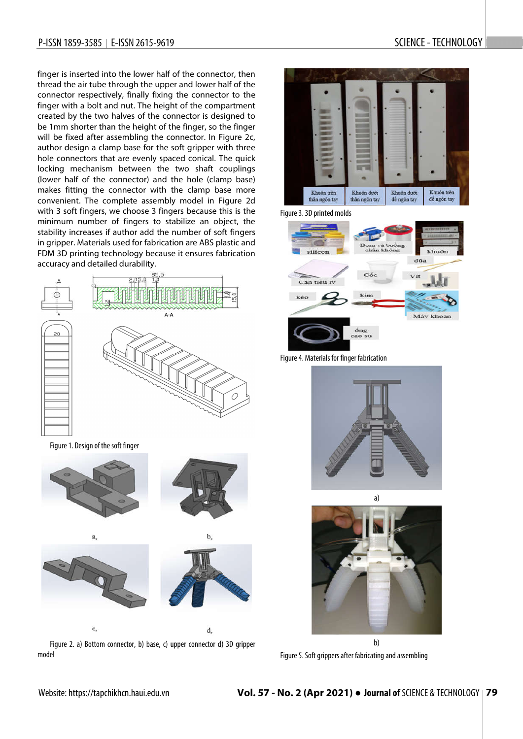finger is inserted into the lower half of the connector, then thread the air tube through the upper and lower half of the connector respectively, finally fixing the connector to the finger with a bolt and nut. The height of the compartment created by the two halves of the connector is designed to be 1mm shorter than the height of the finger, so the finger will be fixed after assembling the connector. In Figure 2c, author design a clamp base for the soft gripper with three hole connectors that are evenly spaced conical. The quick locking mechanism between the two shaft couplings (lower half of the connector) and the hole (clamp base) makes fitting the connector with the clamp base more convenient. The complete assembly model in Figure 2d with 3 soft fingers, we choose 3 fingers because this is the minimum number of fingers to stabilize an object, the stability increases if author add the number of soft fingers in gripper. Materials used for fabrication are ABS plastic and FDM 3D printing technology because it ensures fabrication accuracy and detailed durability.

Figure 1. Design of the soft finger

Figure 2. a) Bottom connector, b) base, c) upper connector d) 3D gripper model

Figure 3. 3D printed molds

Figure 4. Materials for finger fabrication

Figure 5. Soft grippers after fabricating and assembling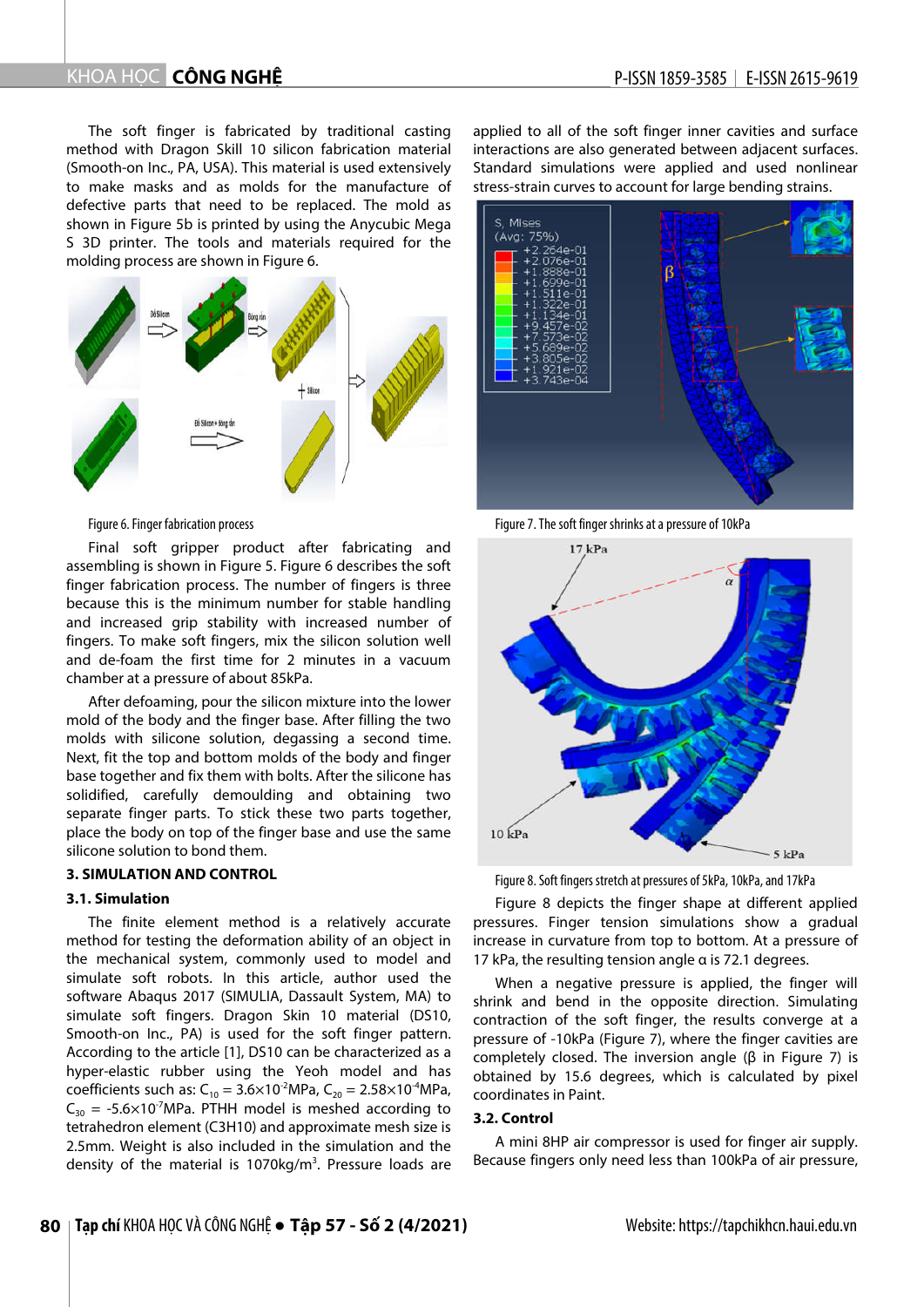The soft finger is fabricated by traditional casting method with Dragon Skill 10 silicon fabrication material (Smooth-on Inc., PA, USA). This material is used extensively to make masks and as molds for the manufacture of defective parts that need to be replaced. The mold as shown in Figure 5b is printed by using the Anycubic Mega S 3D printer. The tools and materials required for the molding process are shown in Figure 6.

Figure 6. Finger fabrication process

Final soft gripper product after fabricating and assembling is shown in Figure 5. Figure 6 describes the soft finger fabrication process. The number of fingers is three because this is the minimum number for stable handling and increased grip stability with increased number of fingers. To make soft fingers, mix the silicon solution well and de-foam the first time for 2 minutes in a vacuum chamber at a pressure of about 85kPa.

After defoaming, pour the silicon mixture into the lower mold of the body and the finger base. After filling the two molds with silicone solution, degassing a second time. Next, fit the top and bottom molds of the body and finger base together and fix them with bolts. After the silicone has solidified, carefully demoulding and obtaining two separate finger parts. To stick these two parts together, place the body on top of the finger base and use the same silicone solution to bond them.

## 3. SIMULATION AND CONTROL

### 3.1. Simulation

The finite element method is a relatively accurate method for testing the deformation ability of an object in the mechanical system, commonly used to model and simulate soft robots. In this article, author used the software Abaqus 2017 (SIMULIA, Dassault System, MA) to simulate soft fingers. Dragon Skin 10 material (DS10, Smooth-on Inc., PA) is used for the soft finger pattern. According to the article [1], DS10 can be characterized as a hyper-elastic rubber using the Yeoh model and has coefficients such as: $C_{10} = 3.6\times10^{-2}$MPa, $C_{20} = 2.58\times10^{-4}$MPa, $C_{30} = -5.6\times10^{-7}$MPa. PTHH model is meshed according to tetrahedron element (C3H10) and approximate mesh size is 2.5mm. Weight is also included in the simulation and the density of the material is 1070kg/m$^3$. Pressure loads are applied to all of the soft finger inner cavities and surface interactions are also generated between adjacent surfaces. Standard simulations were applied and used nonlinear stress-strain curves to account for large bending strains.

Figure 7. The soft finger shrinks at a pressure of 10kPa

Figure 8. Soft fingers stretch at pressures of 5kPa, 10kPa, and 17kPa

Figure 8 depicts the finger shape at different applied pressures. Finger tension simulations show a gradual increase in curvature from top to bottom. At a pressure of 17 kPa, the resulting tension angle α is 72.1 degrees.

When a negative pressure is applied, the finger will shrink and bend in the opposite direction. Simulating contraction of the soft finger, the results converge at a pressure of -10kPa (Figure 7), where the finger cavities are completely closed. The inversion angle (β in Figure 7) is obtained by 15.6 degrees, which is calculated by pixel coordinates in Paint.

### 3.2. Control

A mini 8HP air compressor is used for finger air supply. Because fingers only need less than 100kPa of air pressure,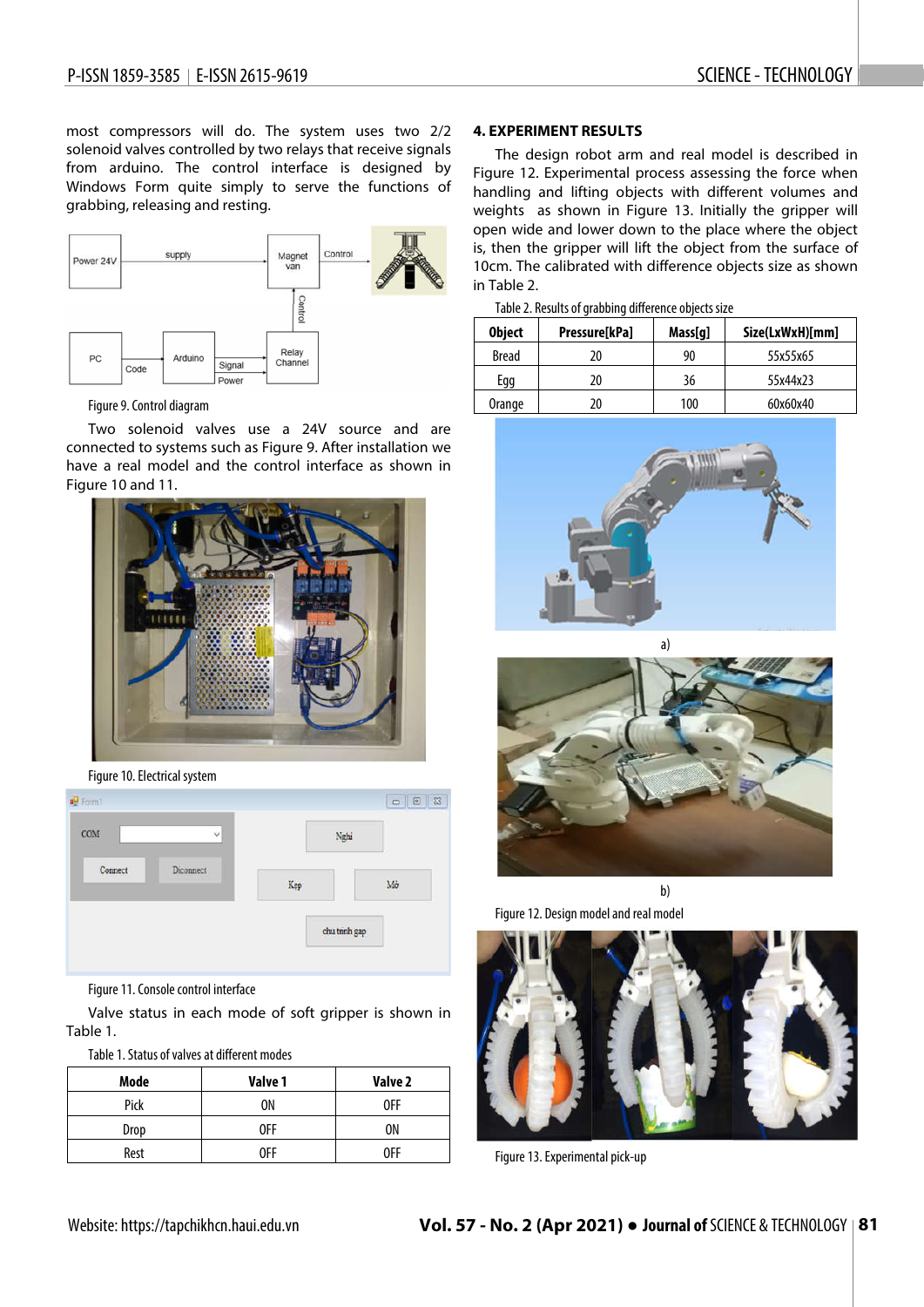most compressors will do. The system uses two 2/2 solenoid valves controlled by two relays that receive signals from arduino. The control interface is designed by Windows Form quite simply to serve the functions of grabbing, releasing and resting.

Figure 9. Control diagram

Two solenoid valves use a 24V source and are connected to systems such as Figure 9. After installation we have a real model and the control interface as shown in Figure 10 and 11.

Figure 10. Electrical system

Figure 11. Console control interface

Valve status in each mode of soft gripper is shown in Table 1.

Table 1. Status of valves at different modes

| Mode | Valve 1 | Valve 2 |
|---|---|---|
| Pick | ON | OFF |
| Drop | OFF | ON |
| Rest | OFF | OFF |

## 4. EXPERIMENT RESULTS

The design robot arm and real model is described in Figure 12. Experimental process assessing the force when handling and lifting objects with different volumes and weights as shown in Figure 13. Initially the gripper will open wide and lower down to the place where the object is, then the gripper will lift the object from the surface of 10cm. The calibrated with difference objects size as shown in Table 2.

Table 2. Results of grabbing difference objects size

| Object | Pressure[kPa] | Mass[g] | Size(LxWxH)[mm] |
|---|---|---|---|
| Bread | 20 | 90 | 55x55x65 |
| Egg | 20 | 36 | 55x44x23 |
| Orange | 20 | 100 | 60x60x40 |

a)

b)

Figure 12. Design model and real model

Figure 13. Experimental pick-up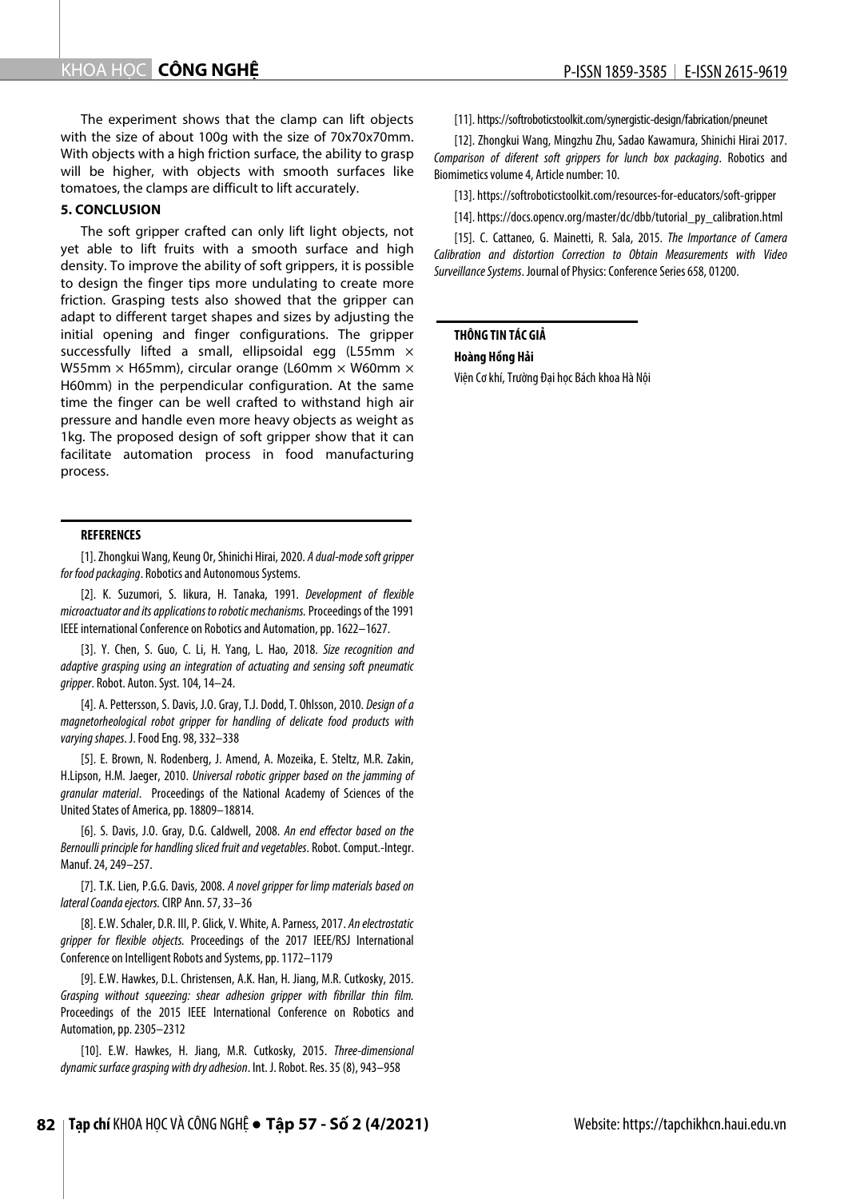The experiment shows that the clamp can lift objects with the size of about 100g with the size of 70x70x70mm. With objects with a high friction surface, the ability to grasp will be higher, with objects with smooth surfaces like tomatoes, the clamps are difficult to lift accurately.

## 5. CONCLUSION

The soft gripper crafted can only lift light objects, not yet able to lift fruits with a smooth surface and high density. To improve the ability of soft grippers, it is possible to design the finger tips more undulating to create more friction. Grasping tests also showed that the gripper can adapt to different target shapes and sizes by adjusting the initial opening and finger configurations. The gripper successfully lifted a small, ellipsoidal egg (L55mm × W55mm × H65mm), circular orange (L60mm × W60mm × H60mm) in the perpendicular configuration. At the same time the finger can be well crafted to withstand high air pressure and handle even more heavy objects as weight as 1kg. The proposed design of soft gripper show that it can facilitate automation process in food manufacturing process.

## REFERENCES

[1]. Zhongkui Wang, Keung Or, Shinichi Hirai, 2020. *A dual-mode soft gripper for food packaging*. Robotics and Autonomous Systems.

[2]. K. Suzumori, S. Iikura, H. Tanaka, 1991. *Development of flexible microactuator and its applications to robotic mechanisms.* Proceedings of the 1991 IEEE international Conference on Robotics and Automation, pp. 1622–1627.

[3]. Y. Chen, S. Guo, C. Li, H. Yang, L. Hao, 2018. *Size recognition and adaptive grasping using an integration of actuating and sensing soft pneumatic gripper*. Robot. Auton. Syst. 104, 14–24.

[4]. A. Pettersson, S. Davis, J.O. Gray, T.J. Dodd, T. Ohlsson, 2010. *Design of a magnetorheological robot gripper for handling of delicate food products with varying shapes*. J. Food Eng. 98, 332–338

[5]. E. Brown, N. Rodenberg, J. Amend, A. Mozeika, E. Steltz, M.R. Zakin, H.Lipson, H.M. Jaeger, 2010. *Universal robotic gripper based on the jamming of granular material*. Proceedings of the National Academy of Sciences of the United States of America, pp. 18809–18814.

[6]. S. Davis, J.O. Gray, D.G. Caldwell, 2008. *An end effector based on the Bernoulli principle for handling sliced fruit and vegetables*. Robot. Comput.-Integr. Manuf. 24, 249–257.

[7]. T.K. Lien, P.G.G. Davis, 2008. *A novel gripper for limp materials based on lateral Coanda ejectors.* CIRP Ann. 57, 33–36

[8]. E.W. Schaler, D.R. III, P. Glick, V. White, A. Parness, 2017. *An electrostatic gripper for flexible objects.* Proceedings of the 2017 IEEE/RSJ International Conference on Intelligent Robots and Systems, pp. 1172–1179

[9]. E.W. Hawkes, D.L. Christensen, A.K. Han, H. Jiang, M.R. Cutkosky, 2015. *Grasping without squeezing: shear adhesion gripper with fibrillar thin film.* Proceedings of the 2015 IEEE International Conference on Robotics and Automation, pp. 2305–2312

[10]. E.W. Hawkes, H. Jiang, M.R. Cutkosky, 2015. *Three-dimensional dynamic surface grasping with dry adhesion*. Int. J. Robot. Res. 35 (8), 943–958

[11]. https://softroboticstoolkit.com/synergistic-design/fabrication/pneunet

[12]. Zhongkui Wang, Mingzhu Zhu, Sadao Kawamura, Shinichi Hirai 2017. *Comparison of diferent soft grippers for lunch box packaging*. Robotics and Biomimetics volume 4, Article number: 10.

[13]. https://softroboticstoolkit.com/resources-for-educators/soft-gripper

[14]. https://docs.opencv.org/master/dc/dbb/tutorial_py_calibration.html

[15]. C. Cattaneo, G. Mainetti, R. Sala, 2015. *The Importance of Camera Calibration and distortion Correction to Obtain Measurements with Video Surveillance Systems*. Journal of Physics: Conference Series 658, 01200.

**THÔNG TIN TÁC GIẢ**

**Hoàng Hồng Hải**

Viện Cơ khí, Trường Đại học Bách khoa Hà Nội